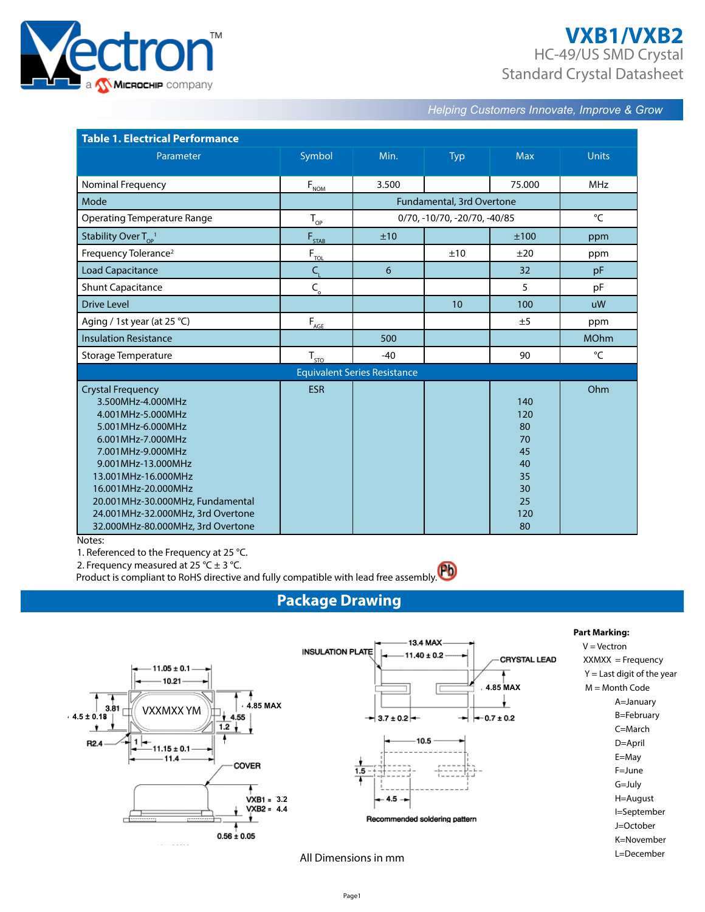Vectron™ a Microchip company

# VXB1/VXB2

HC-49/US SMD Crystal
Standard Crystal Datasheet

*Helping Customers Innovate, Improve & Grow*

**Table 1. Electrical Performance**

| Parameter | Symbol | Min. | Typ | Max | Units |
|---|---|---|---|---|---|
| Nominal Frequency | $F_{NOM}$ | 3.500 | | 75.000 | MHz |
| Mode | | Fundamental, 3rd Overtone | | | |
| Operating Temperature Range | $T_{OP}$ | 0/70, -10/70, -20/70, -40/85 | | | °C |
| Stability Over $T_{OP}$[1] | $F_{STAB}$ | ±10 | | ±100 | ppm |
| Frequency Tolerance[2] | $F_{TOL}$ | | ±10 | ±20 | ppm |
| Load Capacitance | $C_L$ | 6 | | 32 | pF |
| Shunt Capacitance | $C_o$ | | | 5 | pF |
| Drive Level | | | 10 | 100 | uW |
| Aging / 1st year (at 25 °C) | $F_{AGE}$ | | | ±5 | ppm |
| Insulation Resistance | | 500 | | | MOhm |
| Storage Temperature | $T_{STO}$ | -40 | | 90 | °C |
| **Equivalent Series Resistance** | | | | | |
| Crystal Frequency | ESR | | | | Ohm |
| 3.500MHz-4.000MHz | | | | 140 | |
| 4.001MHz-5.000MHz | | | | 120 | |
| 5.001MHz-6.000MHz | | | | 80 | |
| 6.001MHz-7.000MHz | | | | 70 | |
| 7.001MHz-9.000MHz | | | | 45 | |
| 9.001MHz-13.000MHz | | | | 40 | |
| 13.001MHz-16.000MHz | | | | 35 | |
| 16.001MHz-20.000MHz | | | | 30 | |
| 20.001MHz-30.000MHz, Fundamental | | | | 25 | |
| 24.001MHz-32.000MHz, 3rd Overtone | | | | 120 | |
| 32.000MHz-80.000MHz, 3rd Overtone | | | | 80 | |

Notes:
1. Referenced to the Frequency at 25 °C.
2. Frequency measured at 25 °C ± 3 °C.
Product is compliant to RoHS directive and fully compatible with lead free assembly.

## Package Drawing

11.05 ± 0.1
10.21
3.81
4.5 ± 0.18
VXXMXX YM
4.85 MAX
4.55
1.2
R2.4
1
11.15 ± 0.1
11.4
COVER
VXB1 = 3.2
VXB2 = 4.4
0.56 ± 0.05

INSULATION PLATE
13.4 MAX
11.40 ± 0.2
CRYSTAL LEAD
4.85 MAX
3.7 ± 0.2
0.7 ± 0.2
10.5
1.5
4.5
Recommended soldering pattern

All Dimensions in mm

**Part Marking:**

V = Vectron
XXMXX = Frequency
Y = Last digit of the year
M = Month Code
- A=January
- B=February
- C=March
- D=April
- E=May
- F=June
- G=July
- H=August
- I=September
- J=October
- K=November
- L=December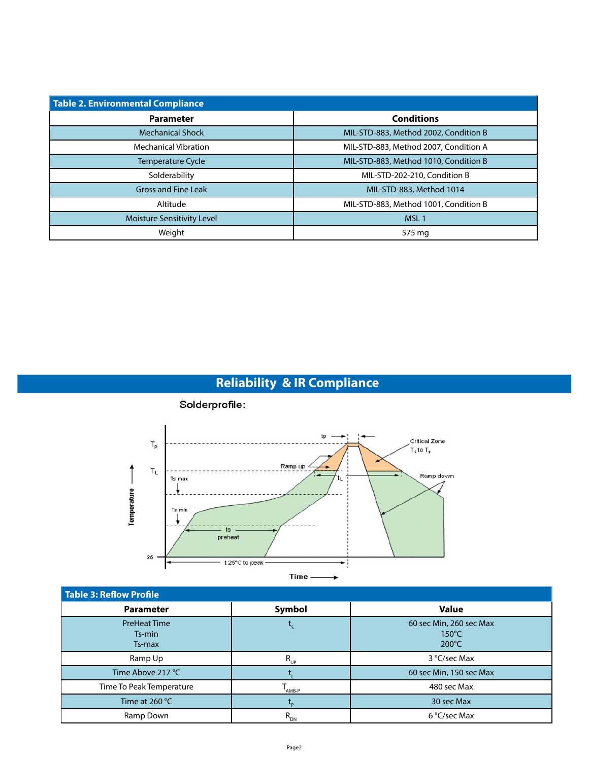| Table 2. Environmental Compliance | |
|---|---|
| **Parameter** | **Conditions** |
| Mechanical Shock | MIL-STD-883, Method 2002, Condition B |
| Mechanical Vibration | MIL-STD-883, Method 2007, Condition A |
| Temperature Cycle | MIL-STD-883, Method 1010, Condition B |
| Solderability | MIL-STD-202-210, Condition B |
| Gross and Fine Leak | MIL-STD-883, Method 1014 |
| Altitude | MIL-STD-883, Method 1001, Condition B |
| Moisture Sensitivity Level | MSL 1 |
| Weight | 575 mg |

## Reliability & IR Compliance

Solderprofile:

| Table 3: Reflow Profile | | |
|---|---|---|
| **Parameter** | **Symbol** | **Value** |
| PreHeat Time<br>Ts-min<br>Ts-max | $t_S$ | 60 sec Min, 260 sec Max<br>150°C<br>200°C |
| Ramp Up | $R_{UP}$ | 3 °C/sec Max |
| Time Above 217 °C | $t_L$ | 60 sec Min, 150 sec Max |
| Time To Peak Temperature | $T_{AMB-P}$ | 480 sec Max |
| Time at 260 °C | $t_P$ | 30 sec Max |
| Ramp Down | $R_{DN}$ | 6 °C/sec Max |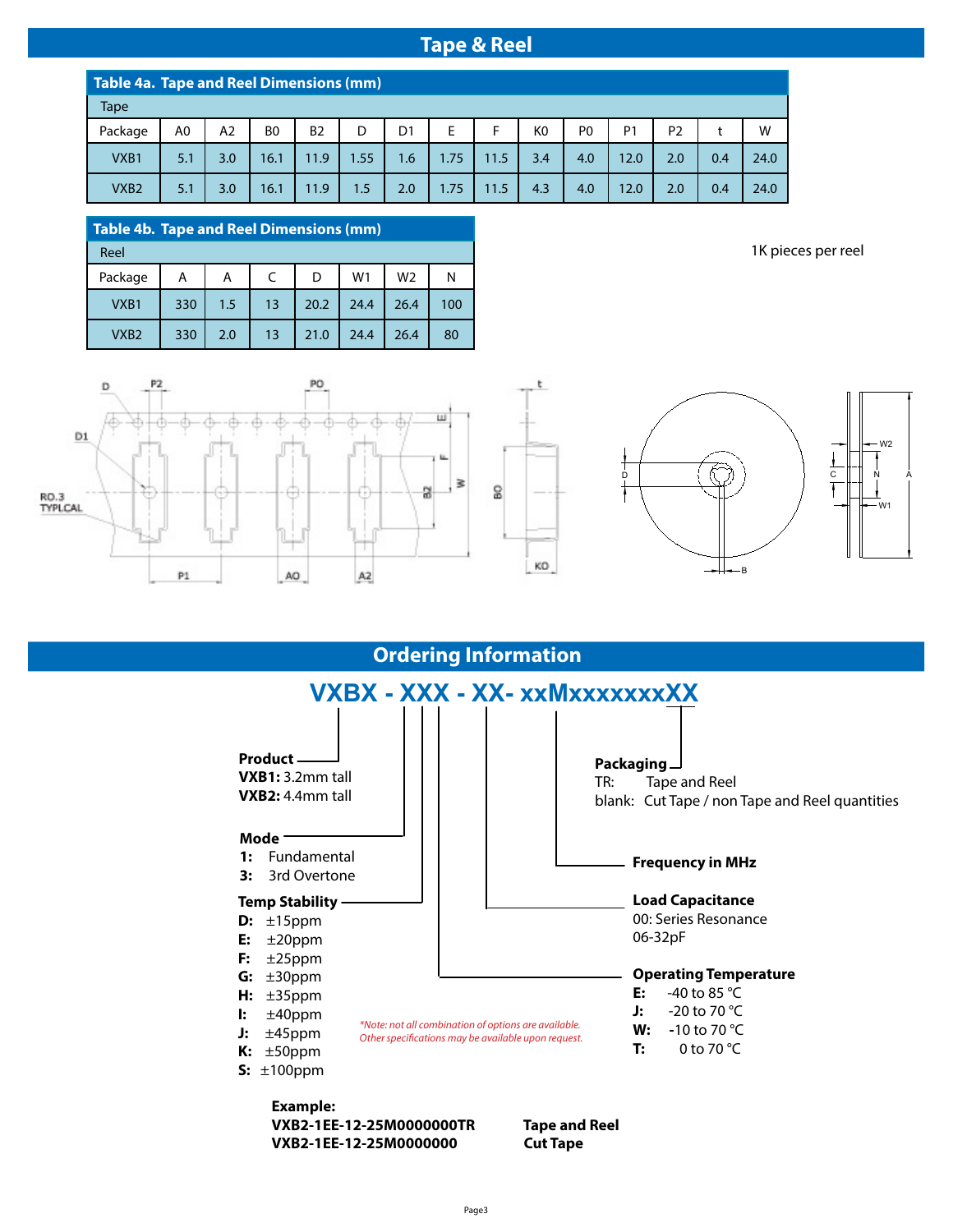## Tape & Reel

**Table 4a. Tape and Reel Dimensions (mm)**

| Tape | | | | | | | | | | | | | | |
|---|---|---|---|---|---|---|---|---|---|---|---|---|---|---|
| Package | A0 | A2 | B0 | B2 | D | D1 | E | F | K0 | P0 | P1 | P2 | t | W |
| VXB1 | 5.1 | 3.0 | 16.1 | 11.9 | 1.55 | 1.6 | 1.75 | 11.5 | 3.4 | 4.0 | 12.0 | 2.0 | 0.4 | 24.0 |
| VXB2 | 5.1 | 3.0 | 16.1 | 11.9 | 1.5 | 2.0 | 1.75 | 11.5 | 4.3 | 4.0 | 12.0 | 2.0 | 0.4 | 24.0 |

**Table 4b. Tape and Reel Dimensions (mm)**

| Reel | | | | | | | |
|---|---|---|---|---|---|---|---|
| Package | A | A | C | D | W1 | W2 | N |
| VXB1 | 330 | 1.5 | 13 | 20.2 | 24.4 | 26.4 | 100 |
| VXB2 | 330 | 2.0 | 13 | 21.0 | 24.4 | 26.4 | 80 |

1K pieces per reel

## Ordering Information

**VXBX - XXX - XX- xxMxxxxxxxXX**

**Product**
**VXB1:** 3.2mm tall
**VXB2:** 4.4mm tall

**Mode**
**1:** Fundamental
**3:** 3rd Overtone

**Temp Stability**
**D:** ±15ppm
**E:** ±20ppm
**F:** ±25ppm
**G:** ±30ppm
**H:** ±35ppm
**I:** ±40ppm
**J:** ±45ppm
**K:** ±50ppm
**S:** ±100ppm

**Packaging**
TR: Tape and Reel
blank: Cut Tape / non Tape and Reel quantities

**Frequency in MHz**

**Load Capacitance**
00: Series Resonance
06-32pF

**Operating Temperature**
**E:** -40 to 85 °C
**J:** -20 to 70 °C
**W:** -10 to 70 °C
**T:** 0 to 70 °C

*\*Note: not all combination of options are available. Other specifications may be available upon request.*

**Example:**

| | |
|---|---|
| **VXB2-1EE-12-25M0000000TR** | **Tape and Reel** |
| **VXB2-1EE-12-25M0000000** | **Cut Tape** |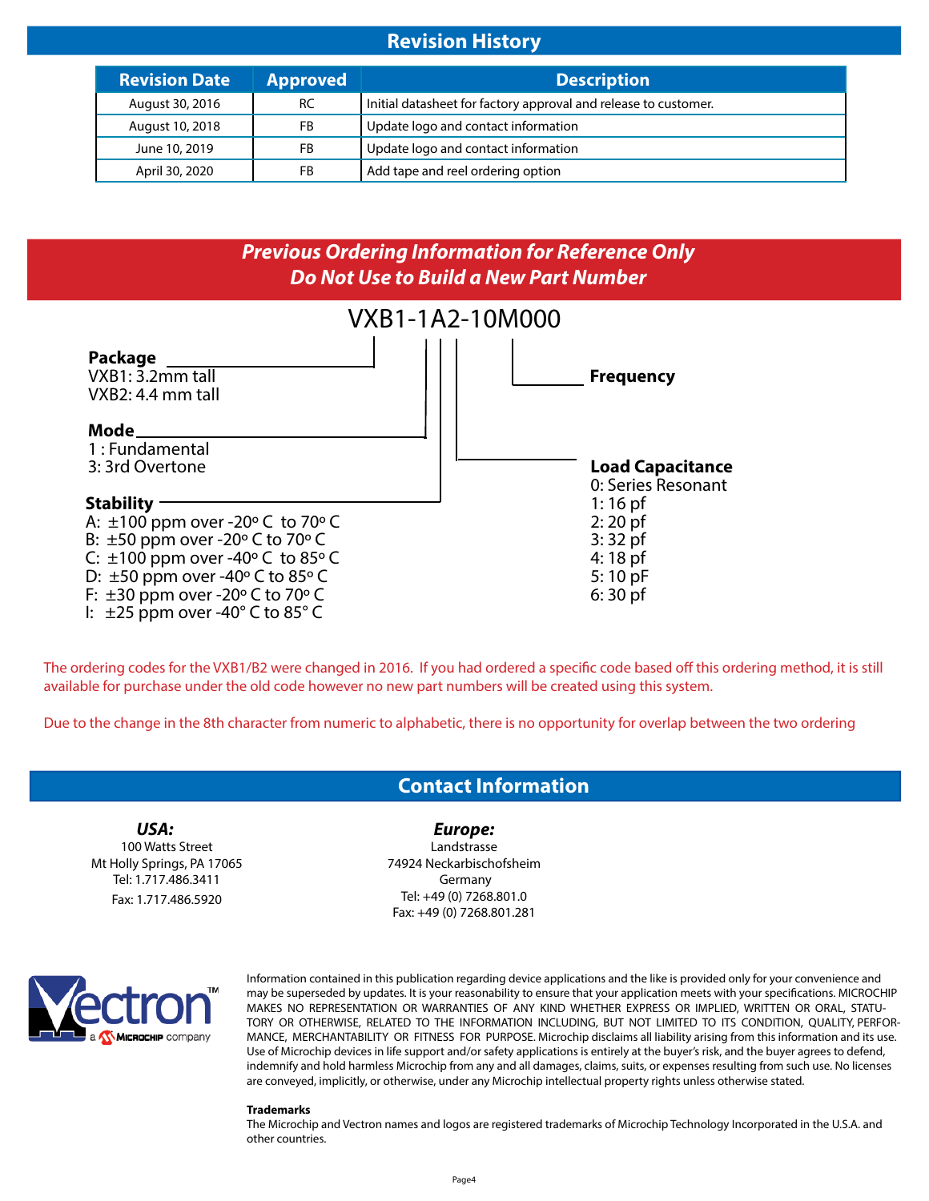## Revision History

| Revision Date | Approved | Description |
|---|---|---|
| August 30, 2016 | RC | Initial datasheet for factory approval and release to customer. |
| August 10, 2018 | FB | Update logo and contact information |
| June 10, 2019 | FB | Update logo and contact information |
| April 30, 2020 | FB | Add tape and reel ordering option |

## *Previous Ordering Information for Reference Only*
## *Do Not Use to Build a New Part Number*

VXB1-1A2-10M000

**Package**
VXB1: 3.2mm tall
VXB2: 4.4 mm tall

**Mode**
1 : Fundamental
3: 3rd Overtone

**Stability**
A: ±100 ppm over -20° C to 70° C
B: ±50 ppm over -20° C to 70° C
C: ±100 ppm over -40° C to 85° C
D: ±50 ppm over -40° C to 85° C
F: ±30 ppm over -20° C to 70° C
I: ±25 ppm over -40° C to 85° C

**Frequency**

**Load Capacitance**
0: Series Resonant
1: 16 pf
2: 20 pf
3: 32 pf
4: 18 pf
5: 10 pF
6: 30 pf

The ordering codes for the VXB1/B2 were changed in 2016. If you had ordered a specific code based off this ordering method, it is still available for purchase under the old code however no new part numbers will be created using this system.

Due to the change in the 8th character from numeric to alphabetic, there is no opportunity for overlap between the two ordering

## Contact Information

***USA:***
100 Watts Street
Mt Holly Springs, PA 17065
Tel: 1.717.486.3411
Fax: 1.717.486.5920

***Europe:***
Landstrasse
74924 Neckarbischofsheim
Germany
Tel: +49 (0) 7268.801.0
Fax: +49 (0) 7268.801.281

Vectron™ a Microchip company

Information contained in this publication regarding device applications and the like is provided only for your convenience and may be superseded by updates. It is your reasonability to ensure that your application meets with your specifications. MICROCHIP MAKES NO REPRESENTATION OR WARRANTIES OF ANY KIND WHETHER EXPRESS OR IMPLIED, WRITTEN OR ORAL, STATUTORY OR OTHERWISE, RELATED TO THE INFORMATION INCLUDING, BUT NOT LIMITED TO ITS CONDITION, QUALITY, PERFORMANCE, MERCHANTABILITY OR FITNESS FOR PURPOSE. Microchip disclaims all liability arising from this information and its use. Use of Microchip devices in life support and/or safety applications is entirely at the buyer's risk, and the buyer agrees to defend, indemnify and hold harmless Microchip from any and all damages, claims, suits, or expenses resulting from such use. No licenses are conveyed, implicitly, or otherwise, under any Microchip intellectual property rights unless otherwise stated.

**Trademarks**
The Microchip and Vectron names and logos are registered trademarks of Microchip Technology Incorporated in the U.S.A. and other countries.